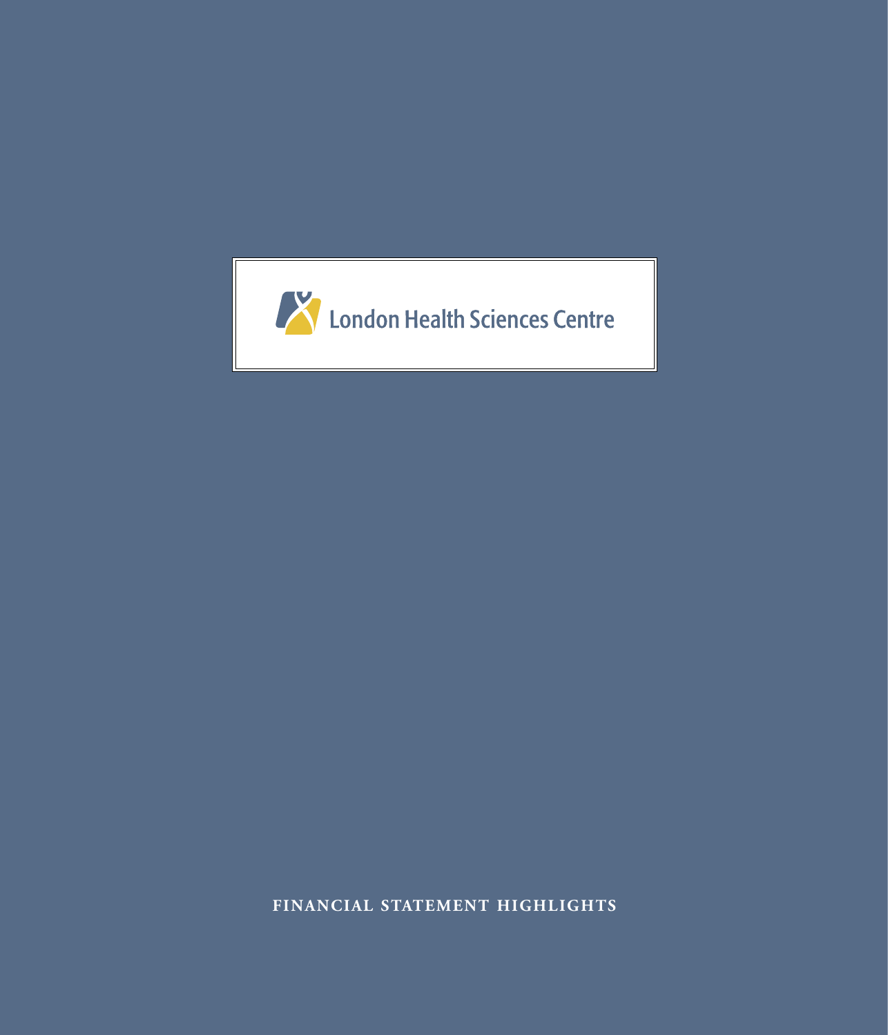London Health Sciences Centre

FINANCIAL STATEMENT HIGHLIGHTS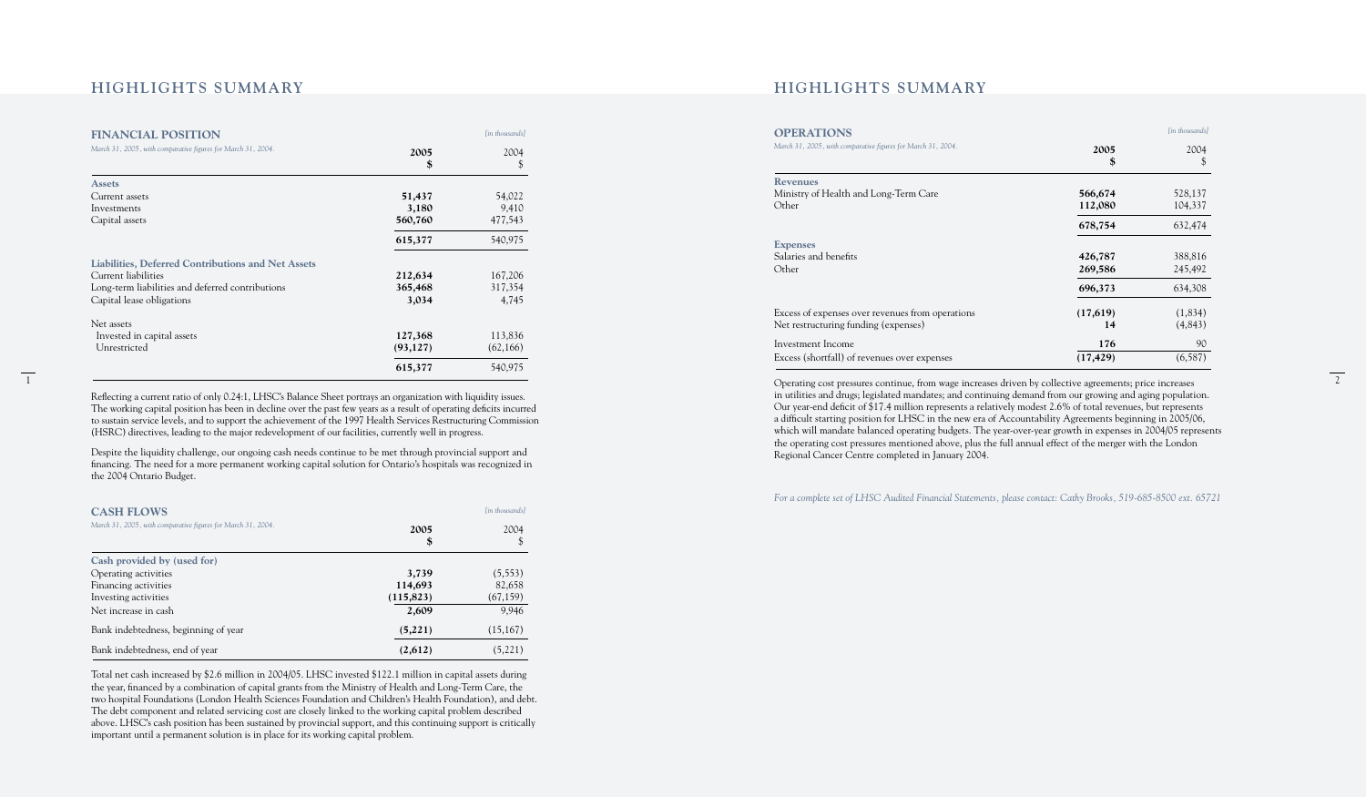## HIGHLIGHTS SUMMARY

### FINANCIAL POSITION

*March 31, 2005, with comparative figures for March 31, 2004.*

*[in thousands]*

| | 2005 $ | 2004 $ |
|---|---|---|
| **Assets** | | |
| Current assets | **51,437** | 54,022 |
| Investments | **3,180** | 9,410 |
| Capital assets | **560,760** | 477,543 |
| | **615,377** | 540,975 |
| **Liabilities, Deferred Contributions and Net Assets** | | |
| Current liabilities | **212,634** | 167,206 |
| Long-term liabilities and deferred contributions | **365,468** | 317,354 |
| Capital lease obligations | **3,034** | 4,745 |
| Net assets | | |
| Invested in capital assets | **127,368** | 113,836 |
| Unrestricted | **(93,127)** | (62,166) |
| | **615,377** | 540,975 |

Reflecting a current ratio of only 0.24:1, LHSC's Balance Sheet portrays an organization with liquidity issues. The working capital position has been in decline over the past few years as a result of operating deficits incurred to sustain service levels, and to support the achievement of the 1997 Health Services Restructuring Commission (HSRC) directives, leading to the major redevelopment of our facilities, currently well in progress.

Despite the liquidity challenge, our ongoing cash needs continue to be met through provincial support and financing. The need for a more permanent working capital solution for Ontario's hospitals was recognized in the 2004 Ontario Budget.

### CASH FLOWS

*March 31, 2005, with comparative figures for March 31, 2004.*

*[in thousands]*

| | 2005 $ | 2004 $ |
|---|---|---|
| **Cash provided by (used for)** | | |
| Operating activities | **3,739** | (5,553) |
| Financing activities | **114,693** | 82,658 |
| Investing activities | **(115,823)** | (67,159) |
| Net increase in cash | **2,609** | 9,946 |
| Bank indebtedness, beginning of year | **(5,221)** | (15,167) |
| Bank indebtedness, end of year | **(2,612)** | (5,221) |

Total net cash increased by $2.6 million in 2004/05. LHSC invested $122.1 million in capital assets during the year, financed by a combination of capital grants from the Ministry of Health and Long-Term Care, the two hospital Foundations (London Health Sciences Foundation and Children's Health Foundation), and debt. The debt component and related servicing cost are closely linked to the working capital problem described above. LHSC's cash position has been sustained by provincial support, and this continuing support is critically important until a permanent solution is in place for its working capital problem.

## HIGHLIGHTS SUMMARY

### OPERATIONS

*March 31, 2005, with comparative figures for March 31, 2004.*

*[in thousands]*

| | 2005 $ | 2004 $ |
|---|---|---|
| **Revenues** | | |
| Ministry of Health and Long-Term Care | **566,674** | 528,137 |
| Other | **112,080** | 104,337 |
| | **678,754** | 632,474 |
| **Expenses** | | |
| Salaries and benefits | **426,787** | 388,816 |
| Other | **269,586** | 245,492 |
| | **696,373** | 634,308 |
| Excess of expenses over revenues from operations | **(17,619)** | (1,834) |
| Net restructuring funding (expenses) | **14** | (4,843) |
| Investment Income | **176** | 90 |
| Excess (shortfall) of revenues over expenses | **(17,429)** | (6,587) |

Operating cost pressures continue, from wage increases driven by collective agreements; price increases in utilities and drugs; legislated mandates; and continuing demand from our growing and aging population. Our year-end deficit of $17.4 million represents a relatively modest 2.6% of total revenues, but represents a difficult starting position for LHSC in the new era of Accountability Agreements beginning in 2005/06, which will mandate balanced operating budgets. The year-over-year growth in expenses in 2004/05 represents the operating cost pressures mentioned above, plus the full annual effect of the merger with the London Regional Cancer Centre completed in January 2004.

*For a complete set of LHSC Audited Financial Statements, please contact: Cathy Brooks, 519-685-8500 ext. 65721*